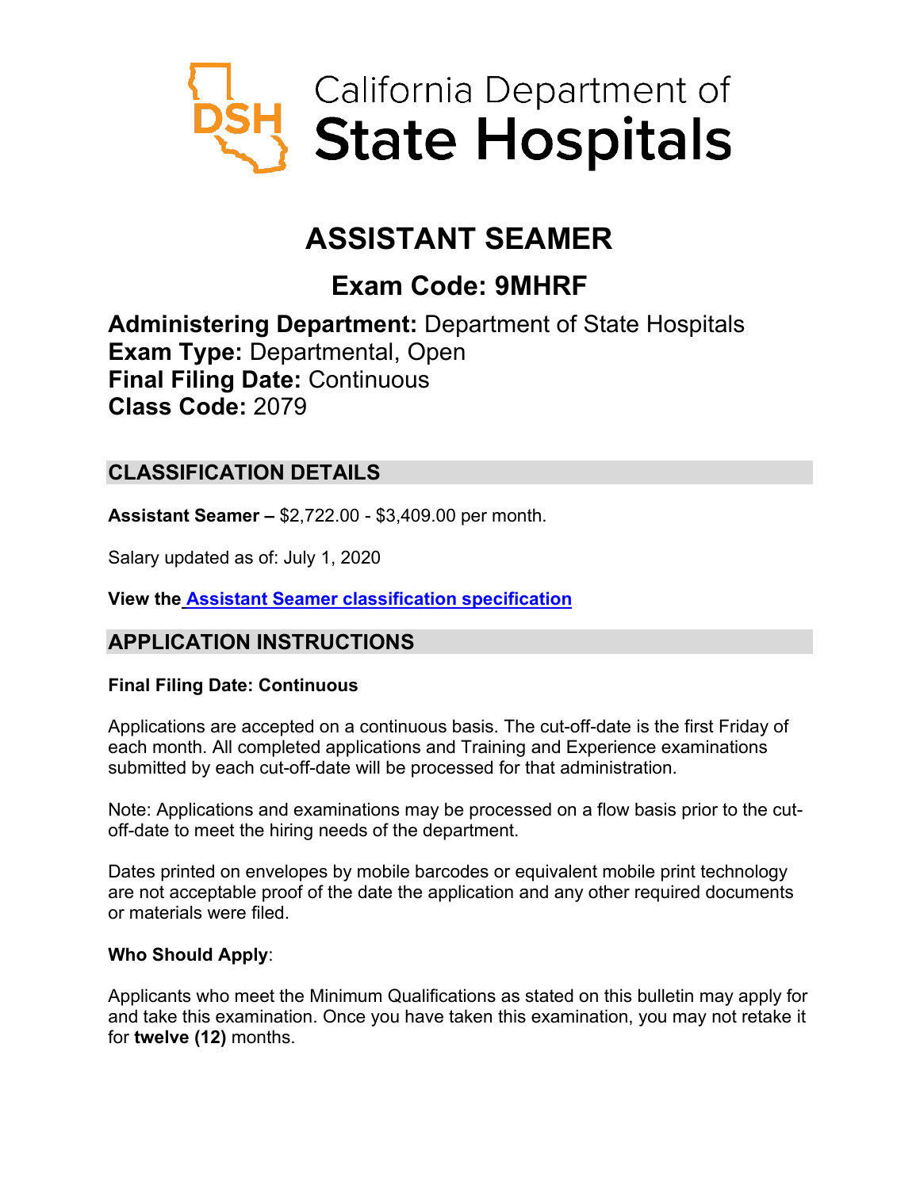California Department of State Hospitals

# ASSISTANT SEAMER

## Exam Code: 9MHRF

**Administering Department:** Department of State Hospitals
**Exam Type:** Departmental, Open
**Final Filing Date:** Continuous
**Class Code:** 2079

## CLASSIFICATION DETAILS

**Assistant Seamer –** $2,722.00 - $3,409.00 per month.

Salary updated as of: July 1, 2020

**View the [Assistant Seamer classification specification]()**

## APPLICATION INSTRUCTIONS

**Final Filing Date: Continuous**

Applications are accepted on a continuous basis. The cut-off-date is the first Friday of each month. All completed applications and Training and Experience examinations submitted by each cut-off-date will be processed for that administration.

Note: Applications and examinations may be processed on a flow basis prior to the cut-off-date to meet the hiring needs of the department.

Dates printed on envelopes by mobile barcodes or equivalent mobile print technology are not acceptable proof of the date the application and any other required documents or materials were filed.

**Who Should Apply**:

Applicants who meet the Minimum Qualifications as stated on this bulletin may apply for and take this examination. Once you have taken this examination, you may not retake it for **twelve (12)** months.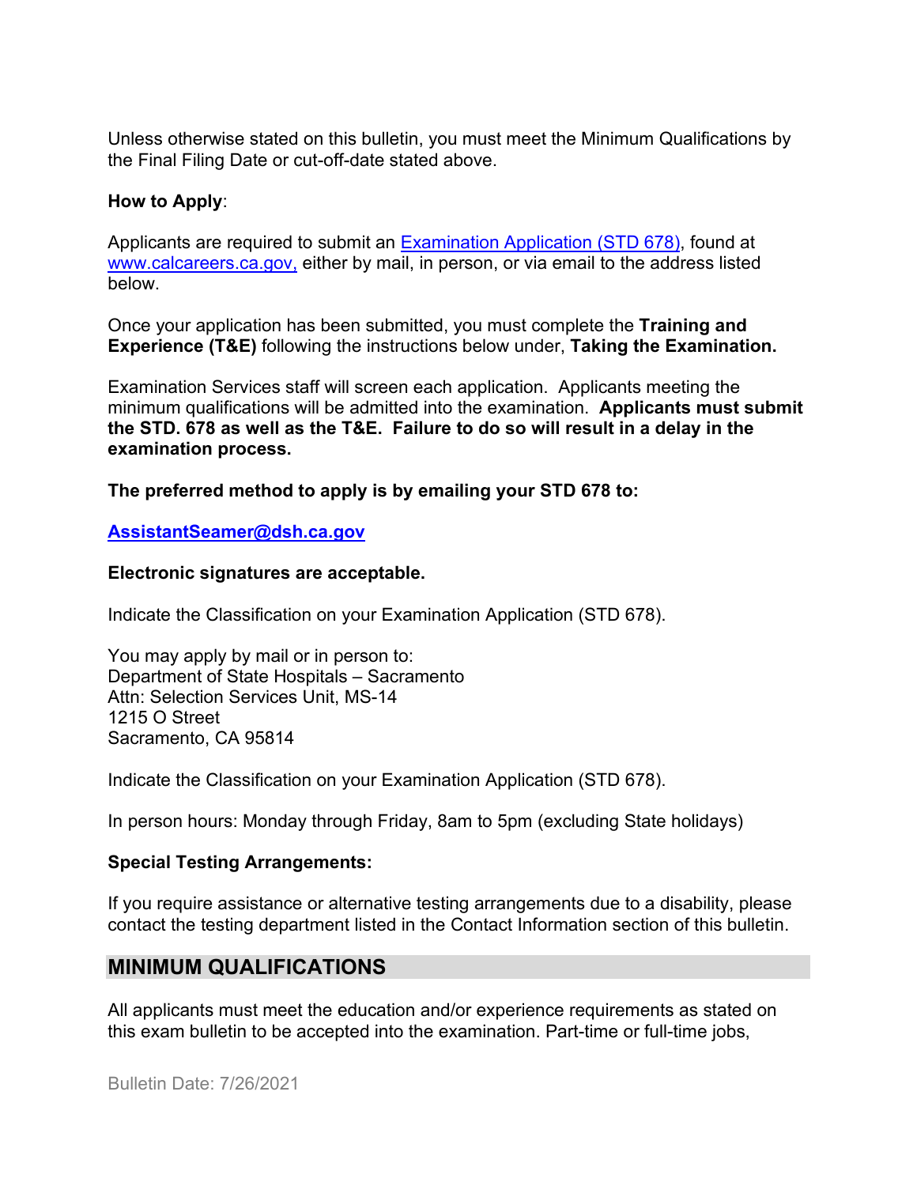Unless otherwise stated on this bulletin, you must meet the Minimum Qualifications by the Final Filing Date or cut-off-date stated above.

**How to Apply**:

Applicants are required to submit an [Examination Application (STD 678)](), found at [www.calcareers.ca.gov,]() either by mail, in person, or via email to the address listed below.

Once your application has been submitted, you must complete the **Training and Experience (T&E)** following the instructions below under, **Taking the Examination.**

Examination Services staff will screen each application. Applicants meeting the minimum qualifications will be admitted into the examination. **Applicants must submit the STD. 678 as well as the T&E. Failure to do so will result in a delay in the examination process.**

**The preferred method to apply is by emailing your STD 678 to:**

**[AssistantSeamer@dsh.ca.gov]()**

**Electronic signatures are acceptable.**

Indicate the Classification on your Examination Application (STD 678).

You may apply by mail or in person to:
Department of State Hospitals – Sacramento
Attn: Selection Services Unit, MS-14
1215 O Street
Sacramento, CA 95814

Indicate the Classification on your Examination Application (STD 678).

In person hours: Monday through Friday, 8am to 5pm (excluding State holidays)

**Special Testing Arrangements:**

If you require assistance or alternative testing arrangements due to a disability, please contact the testing department listed in the Contact Information section of this bulletin.

## MINIMUM QUALIFICATIONS

All applicants must meet the education and/or experience requirements as stated on this exam bulletin to be accepted into the examination. Part-time or full-time jobs,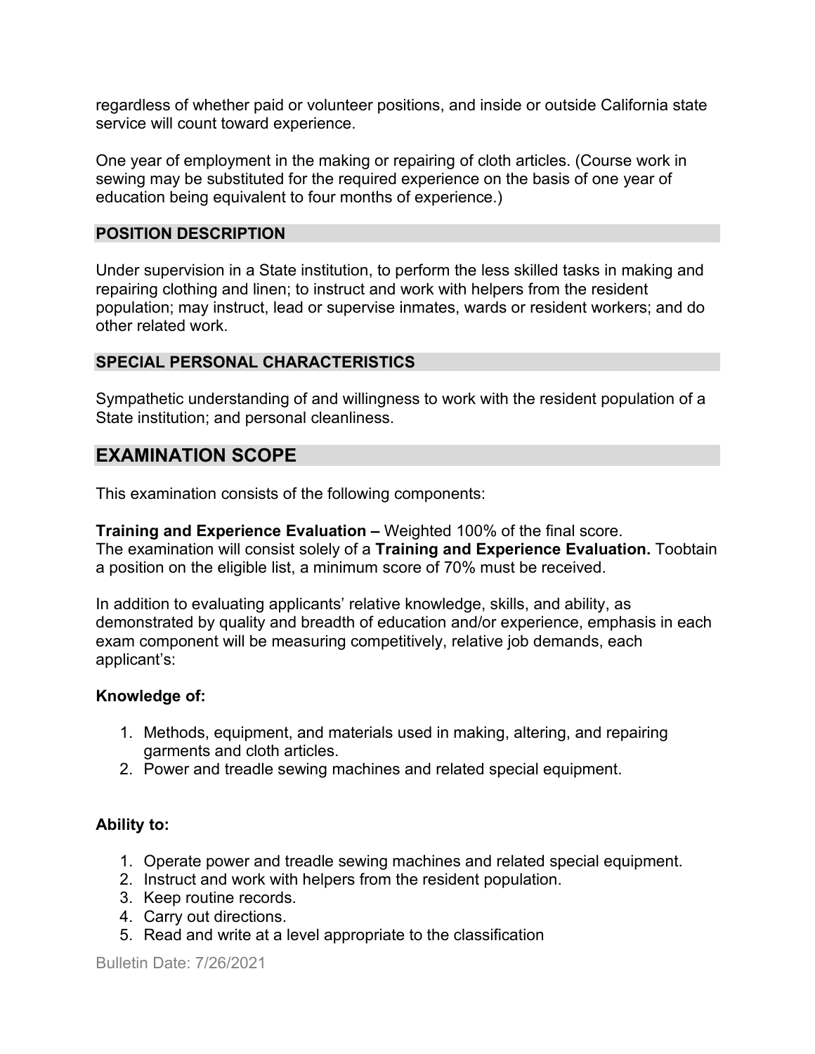regardless of whether paid or volunteer positions, and inside or outside California state service will count toward experience.

One year of employment in the making or repairing of cloth articles. (Course work in sewing may be substituted for the required experience on the basis of one year of education being equivalent to four months of experience.)

### POSITION DESCRIPTION

Under supervision in a State institution, to perform the less skilled tasks in making and repairing clothing and linen; to instruct and work with helpers from the resident population; may instruct, lead or supervise inmates, wards or resident workers; and do other related work.

### SPECIAL PERSONAL CHARACTERISTICS

Sympathetic understanding of and willingness to work with the resident population of a State institution; and personal cleanliness.

## EXAMINATION SCOPE

This examination consists of the following components:

**Training and Experience Evaluation –** Weighted 100% of the final score.
The examination will consist solely of a **Training and Experience Evaluation.** Toobtain a position on the eligible list, a minimum score of 70% must be received.

In addition to evaluating applicants' relative knowledge, skills, and ability, as demonstrated by quality and breadth of education and/or experience, emphasis in each exam component will be measuring competitively, relative job demands, each applicant's:

**Knowledge of:**

1. Methods, equipment, and materials used in making, altering, and repairing garments and cloth articles.
2. Power and treadle sewing machines and related special equipment.

**Ability to:**

1. Operate power and treadle sewing machines and related special equipment.
2. Instruct and work with helpers from the resident population.
3. Keep routine records.
4. Carry out directions.
5. Read and write at a level appropriate to the classification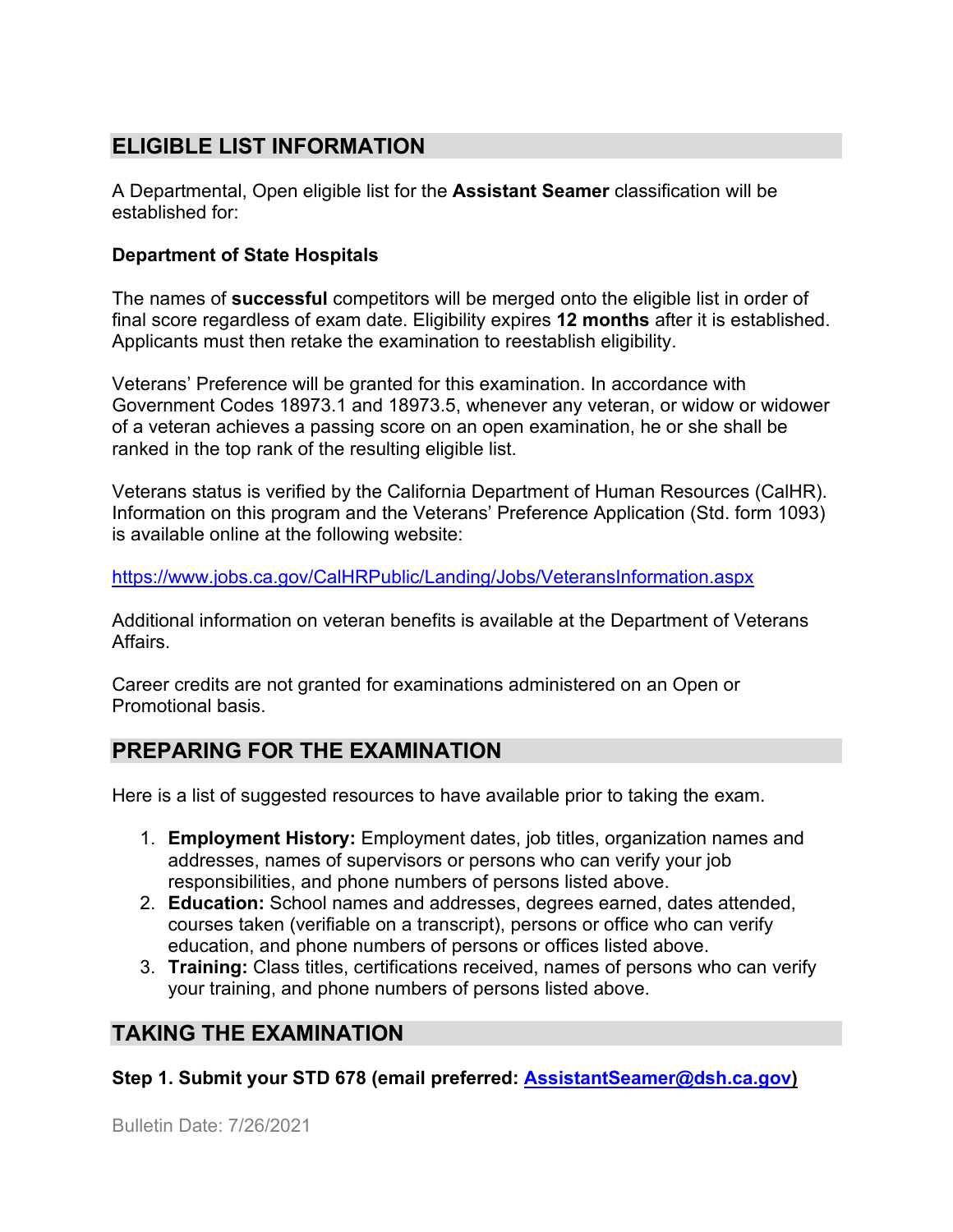## ELIGIBLE LIST INFORMATION

A Departmental, Open eligible list for the **Assistant Seamer** classification will be established for:

**Department of State Hospitals**

The names of **successful** competitors will be merged onto the eligible list in order of final score regardless of exam date. Eligibility expires **12 months** after it is established. Applicants must then retake the examination to reestablish eligibility.

Veterans' Preference will be granted for this examination. In accordance with Government Codes 18973.1 and 18973.5, whenever any veteran, or widow or widower of a veteran achieves a passing score on an open examination, he or she shall be ranked in the top rank of the resulting eligible list.

Veterans status is verified by the California Department of Human Resources (CalHR). Information on this program and the Veterans' Preference Application (Std. form 1093) is available online at the following website:

https://www.jobs.ca.gov/CalHRPublic/Landing/Jobs/VeteransInformation.aspx

Additional information on veteran benefits is available at the Department of Veterans Affairs.

Career credits are not granted for examinations administered on an Open or Promotional basis.

## PREPARING FOR THE EXAMINATION

Here is a list of suggested resources to have available prior to taking the exam.

1. **Employment History:** Employment dates, job titles, organization names and addresses, names of supervisors or persons who can verify your job responsibilities, and phone numbers of persons listed above.
2. **Education:** School names and addresses, degrees earned, dates attended, courses taken (verifiable on a transcript), persons or office who can verify education, and phone numbers of persons or offices listed above.
3. **Training:** Class titles, certifications received, names of persons who can verify your training, and phone numbers of persons listed above.

## TAKING THE EXAMINATION

**Step 1. Submit your STD 678 (email preferred: AssistantSeamer@dsh.ca.gov)**

Bulletin Date: 7/26/2021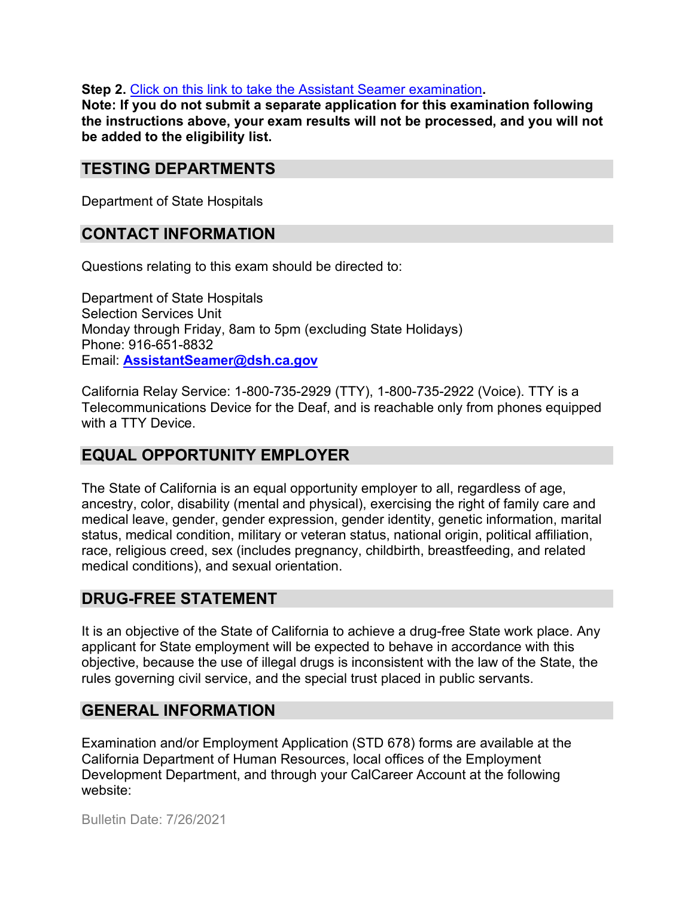**Step 2.** Click on this link to take the Assistant Seamer examination**.**
**Note: If you do not submit a separate application for this examination following the instructions above, your exam results will not be processed, and you will not be added to the eligibility list.**

## TESTING DEPARTMENTS

Department of State Hospitals

## CONTACT INFORMATION

Questions relating to this exam should be directed to:

Department of State Hospitals
Selection Services Unit
Monday through Friday, 8am to 5pm (excluding State Holidays)
Phone: 916-651-8832
Email: **AssistantSeamer@dsh.ca.gov**

California Relay Service: 1-800-735-2929 (TTY), 1-800-735-2922 (Voice). TTY is a Telecommunications Device for the Deaf, and is reachable only from phones equipped with a TTY Device.

## EQUAL OPPORTUNITY EMPLOYER

The State of California is an equal opportunity employer to all, regardless of age, ancestry, color, disability (mental and physical), exercising the right of family care and medical leave, gender, gender expression, gender identity, genetic information, marital status, medical condition, military or veteran status, national origin, political affiliation, race, religious creed, sex (includes pregnancy, childbirth, breastfeeding, and related medical conditions), and sexual orientation.

## DRUG-FREE STATEMENT

It is an objective of the State of California to achieve a drug-free State work place. Any applicant for State employment will be expected to behave in accordance with this objective, because the use of illegal drugs is inconsistent with the law of the State, the rules governing civil service, and the special trust placed in public servants.

## GENERAL INFORMATION

Examination and/or Employment Application (STD 678) forms are available at the California Department of Human Resources, local offices of the Employment Development Department, and through your CalCareer Account at the following website:

Bulletin Date: 7/26/2021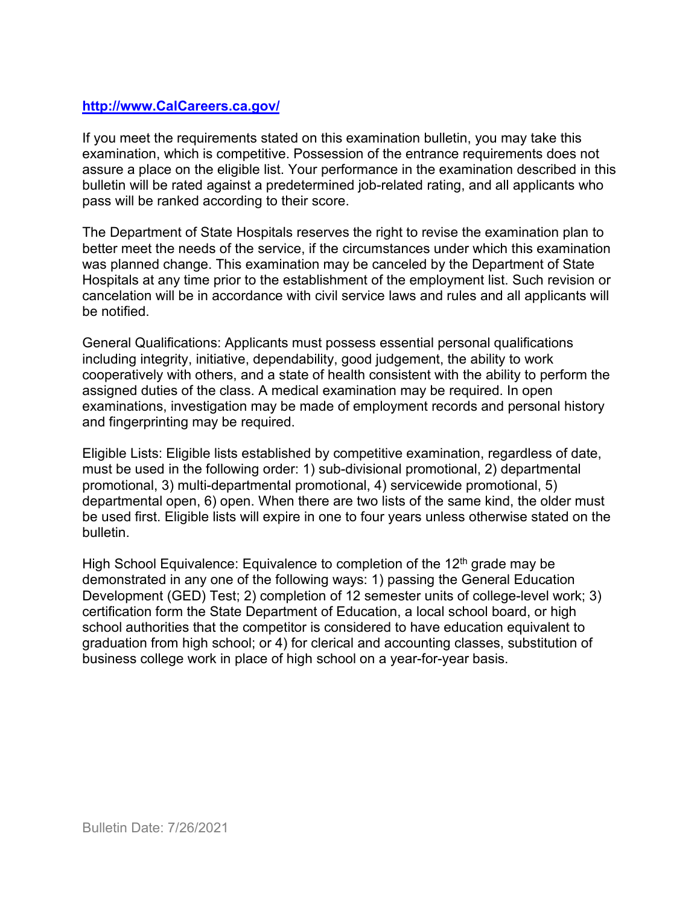[http://www.CalCareers.ca.gov/](http://www.CalCareers.ca.gov/)

If you meet the requirements stated on this examination bulletin, you may take this examination, which is competitive. Possession of the entrance requirements does not assure a place on the eligible list. Your performance in the examination described in this bulletin will be rated against a predetermined job-related rating, and all applicants who pass will be ranked according to their score.

The Department of State Hospitals reserves the right to revise the examination plan to better meet the needs of the service, if the circumstances under which this examination was planned change. This examination may be canceled by the Department of State Hospitals at any time prior to the establishment of the employment list. Such revision or cancelation will be in accordance with civil service laws and rules and all applicants will be notified.

General Qualifications: Applicants must possess essential personal qualifications including integrity, initiative, dependability, good judgement, the ability to work cooperatively with others, and a state of health consistent with the ability to perform the assigned duties of the class. A medical examination may be required. In open examinations, investigation may be made of employment records and personal history and fingerprinting may be required.

Eligible Lists: Eligible lists established by competitive examination, regardless of date, must be used in the following order: 1) sub-divisional promotional, 2) departmental promotional, 3) multi-departmental promotional, 4) servicewide promotional, 5) departmental open, 6) open. When there are two lists of the same kind, the older must be used first. Eligible lists will expire in one to four years unless otherwise stated on the bulletin.

High School Equivalence: Equivalence to completion of the 12th grade may be demonstrated in any one of the following ways: 1) passing the General Education Development (GED) Test; 2) completion of 12 semester units of college-level work; 3) certification form the State Department of Education, a local school board, or high school authorities that the competitor is considered to have education equivalent to graduation from high school; or 4) for clerical and accounting classes, substitution of business college work in place of high school on a year-for-year basis.

Bulletin Date: 7/26/2021